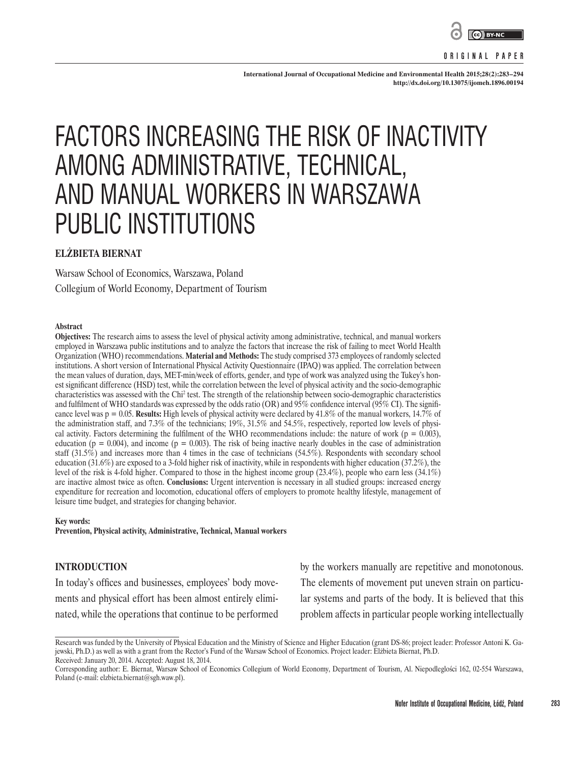ORIGINAL PAPER

# FACTORS INCREASING THE RISK OF INACTIVITY AMONG ADMINISTRATIVE, TECHNICAL, AND MANUAL WORKERS IN WARSZAWA PUBLIC INSTITUTIONS

**ELŻBIETA BIERNAT**

Warsaw School of Economics, Warszawa, Poland
Collegium of World Economy, Department of Tourism

### Abstract

**Objectives:** The research aims to assess the level of physical activity among administrative, technical, and manual workers employed in Warszawa public institutions and to analyze the factors that increase the risk of failing to meet World Health Organization (WHO) recommendations. **Material and Methods:** The study comprised 373 employees of randomly selected institutions. A short version of International Physical Activity Questionnaire (IPAQ) was applied. The correlation between the mean values of duration, days, MET-min/week of efforts, gender, and type of work was analyzed using the Tukey's honest significant difference (HSD) test, while the correlation between the level of physical activity and the socio-demographic characteristics was assessed with the $\text{Chi}^2$ test. The strength of the relationship between socio-demographic characteristics and fulfilment of WHO standards was expressed by the odds ratio (OR) and 95% confidence interval (95% CI). The significance level was $p = 0.05$. **Results:** High levels of physical activity were declared by 41.8% of the manual workers, 14.7% of the administration staff, and 7.3% of the technicians; 19%, 31.5% and 54.5%, respectively, reported low levels of physical activity. Factors determining the fulfilment of the WHO recommendations include: the nature of work ($p = 0.003$), education ($p = 0.004$), and income ($p = 0.003$). The risk of being inactive nearly doubles in the case of administration staff (31.5%) and increases more than 4 times in the case of technicians (54.5%). Respondents with secondary school education (31.6%) are exposed to a 3-fold higher risk of inactivity, while in respondents with higher education (37.2%), the level of the risk is 4-fold higher. Compared to those in the highest income group (23.4%), people who earn less (34.1%) are inactive almost twice as often. **Conclusions:** Urgent intervention is necessary in all studied groups: increased energy expenditure for recreation and locomotion, educational offers of employers to promote healthy lifestyle, management of leisure time budget, and strategies for changing behavior.

**Key words:**
**Prevention, Physical activity, Administrative, Technical, Manual workers**

## INTRODUCTION

In today's offices and businesses, employees' body movements and physical effort has been almost entirely eliminated, while the operations that continue to be performed by the workers manually are repetitive and monotonous. The elements of movement put uneven strain on particular systems and parts of the body. It is believed that this problem affects in particular people working intellectually

---

Research was funded by the University of Physical Education and the Ministry of Science and Higher Education (grant DS-86; project leader: Professor Antoni K. Gajewski, Ph.D.) as well as with a grant from the Rector's Fund of the Warsaw School of Economics. Project leader: Elżbieta Biernat, Ph.D.
Received: January 20, 2014. Accepted: August 18, 2014.
Corresponding author: E. Biernat, Warsaw School of Economics Collegium of World Economy, Department of Tourism, Al. Niepodległości 162, 02-554 Warszawa, Poland (e-mail: elzbieta.biernat@sgh.waw.pl).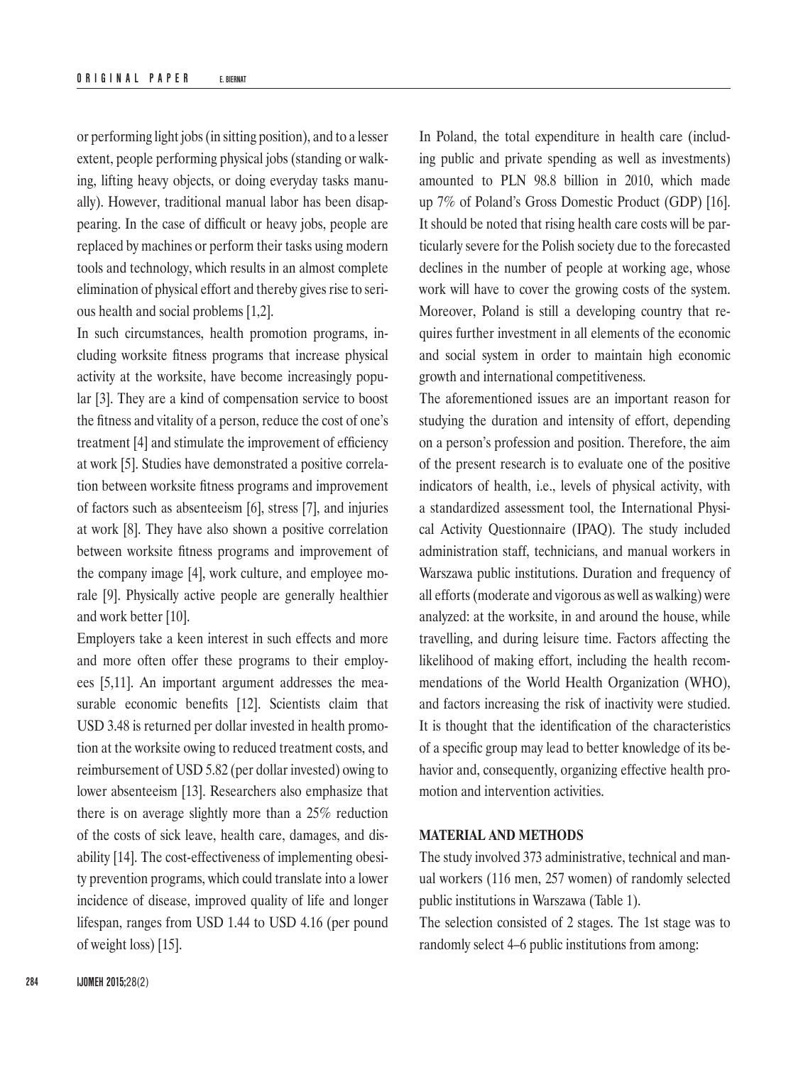or performing light jobs (in sitting position), and to a lesser extent, people performing physical jobs (standing or walking, lifting heavy objects, or doing everyday tasks manually). However, traditional manual labor has been disappearing. In the case of difficult or heavy jobs, people are replaced by machines or perform their tasks using modern tools and technology, which results in an almost complete elimination of physical effort and thereby gives rise to serious health and social problems [1,2].

In such circumstances, health promotion programs, including worksite fitness programs that increase physical activity at the worksite, have become increasingly popular [3]. They are a kind of compensation service to boost the fitness and vitality of a person, reduce the cost of one's treatment [4] and stimulate the improvement of efficiency at work [5]. Studies have demonstrated a positive correlation between worksite fitness programs and improvement of factors such as absenteeism [6], stress [7], and injuries at work [8]. They have also shown a positive correlation between worksite fitness programs and improvement of the company image [4], work culture, and employee morale [9]. Physically active people are generally healthier and work better [10].

Employers take a keen interest in such effects and more and more often offer these programs to their employees [5,11]. An important argument addresses the measurable economic benefits [12]. Scientists claim that USD 3.48 is returned per dollar invested in health promotion at the worksite owing to reduced treatment costs, and reimbursement of USD 5.82 (per dollar invested) owing to lower absenteeism [13]. Researchers also emphasize that there is on average slightly more than a 25% reduction of the costs of sick leave, health care, damages, and disability [14]. The cost-effectiveness of implementing obesity prevention programs, which could translate into a lower incidence of disease, improved quality of life and longer lifespan, ranges from USD 1.44 to USD 4.16 (per pound of weight loss) [15].

In Poland, the total expenditure in health care (including public and private spending as well as investments) amounted to PLN 98.8 billion in 2010, which made up 7% of Poland's Gross Domestic Product (GDP) [16]. It should be noted that rising health care costs will be particularly severe for the Polish society due to the forecasted declines in the number of people at working age, whose work will have to cover the growing costs of the system. Moreover, Poland is still a developing country that requires further investment in all elements of the economic and social system in order to maintain high economic growth and international competitiveness.

The aforementioned issues are an important reason for studying the duration and intensity of effort, depending on a person's profession and position. Therefore, the aim of the present research is to evaluate one of the positive indicators of health, i.e., levels of physical activity, with a standardized assessment tool, the International Physical Activity Questionnaire (IPAQ). The study included administration staff, technicians, and manual workers in Warszawa public institutions. Duration and frequency of all efforts (moderate and vigorous as well as walking) were analyzed: at the worksite, in and around the house, while travelling, and during leisure time. Factors affecting the likelihood of making effort, including the health recommendations of the World Health Organization (WHO), and factors increasing the risk of inactivity were studied. It is thought that the identification of the characteristics of a specific group may lead to better knowledge of its behavior and, consequently, organizing effective health promotion and intervention activities.

## MATERIAL AND METHODS

The study involved 373 administrative, technical and manual workers (116 men, 257 women) of randomly selected public institutions in Warszawa (Table 1).

The selection consisted of 2 stages. The 1st stage was to randomly select 4–6 public institutions from among: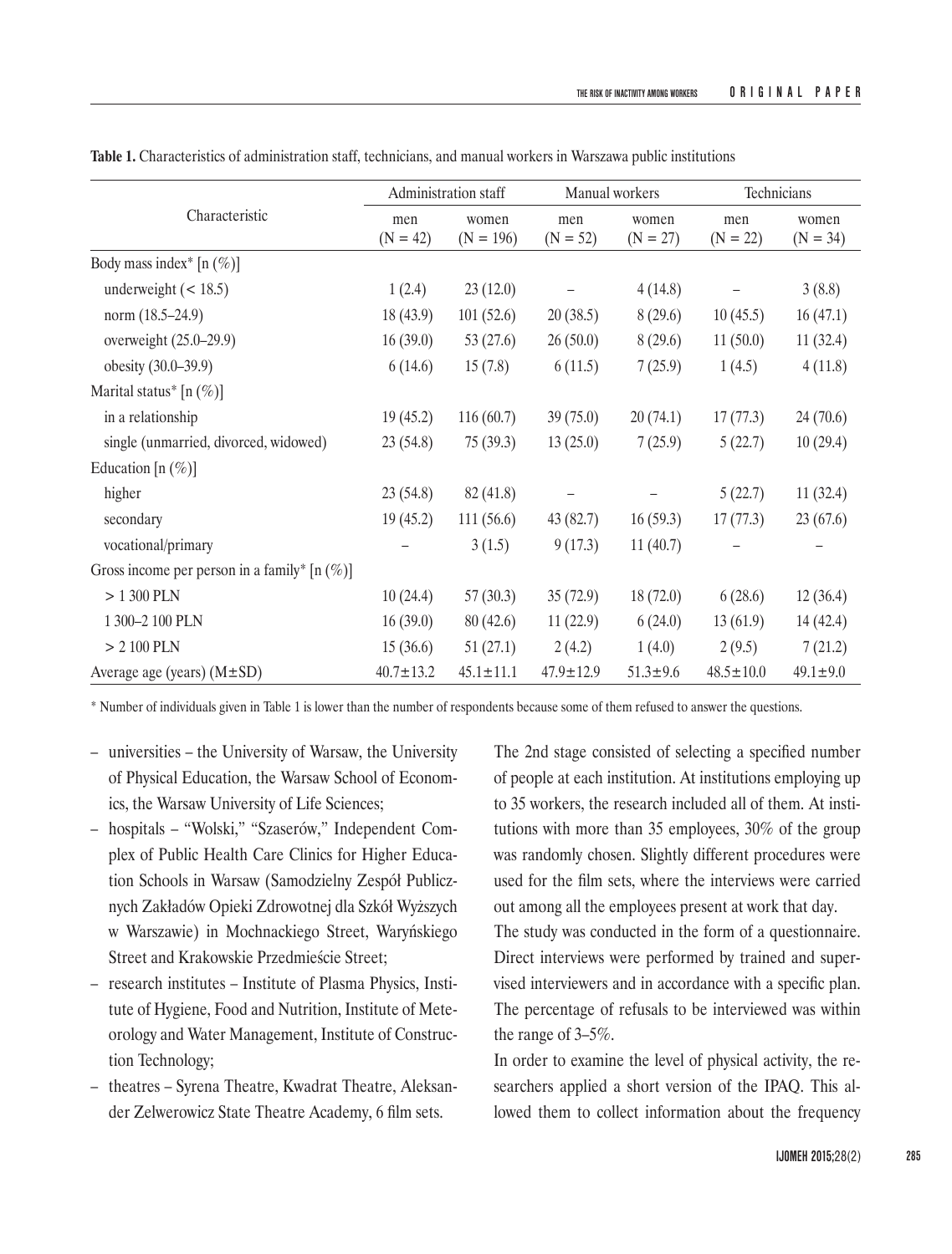**Table 1.** Characteristics of administration staff, technicians, and manual workers in Warszawa public institutions

| Characteristic | Administration staff | | Manual workers | | Technicians | |
|---|---|---|---|---|---|---|
| | men (N = 42) | women (N = 196) | men (N = 52) | women (N = 27) | men (N = 22) | women (N = 34) |
| Body mass index* [n (%)] | | | | | | |
| underweight (< 18.5) | 1 (2.4) | 23 (12.0) | – | 4 (14.8) | – | 3 (8.8) |
| norm (18.5–24.9) | 18 (43.9) | 101 (52.6) | 20 (38.5) | 8 (29.6) | 10 (45.5) | 16 (47.1) |
| overweight (25.0–29.9) | 16 (39.0) | 53 (27.6) | 26 (50.0) | 8 (29.6) | 11 (50.0) | 11 (32.4) |
| obesity (30.0–39.9) | 6 (14.6) | 15 (7.8) | 6 (11.5) | 7 (25.9) | 1 (4.5) | 4 (11.8) |
| Marital status* [n (%)] | | | | | | |
| in a relationship | 19 (45.2) | 116 (60.7) | 39 (75.0) | 20 (74.1) | 17 (77.3) | 24 (70.6) |
| single (unmarried, divorced, widowed) | 23 (54.8) | 75 (39.3) | 13 (25.0) | 7 (25.9) | 5 (22.7) | 10 (29.4) |
| Education [n (%)] | | | | | | |
| higher | 23 (54.8) | 82 (41.8) | – | – | 5 (22.7) | 11 (32.4) |
| secondary | 19 (45.2) | 111 (56.6) | 43 (82.7) | 16 (59.3) | 17 (77.3) | 23 (67.6) |
| vocational/primary | – | 3 (1.5) | 9 (17.3) | 11 (40.7) | – | – |
| Gross income per person in a family* [n (%)] | | | | | | |
| > 1 300 PLN | 10 (24.4) | 57 (30.3) | 35 (72.9) | 18 (72.0) | 6 (28.6) | 12 (36.4) |
| 1 300–2 100 PLN | 16 (39.0) | 80 (42.6) | 11 (22.9) | 6 (24.0) | 13 (61.9) | 14 (42.4) |
| > 2 100 PLN | 15 (36.6) | 51 (27.1) | 2 (4.2) | 1 (4.0) | 2 (9.5) | 7 (21.2) |
| Average age (years) (M±SD) | 40.7±13.2 | 45.1±11.1 | 47.9±12.9 | 51.3±9.6 | 48.5±10.0 | 49.1±9.0 |

* Number of individuals given in Table 1 is lower than the number of respondents because some of them refused to answer the questions.

- universities – the University of Warsaw, the University of Physical Education, the Warsaw School of Economics, the Warsaw University of Life Sciences;
- hospitals – "Wolski," "Szaserów," Independent Complex of Public Health Care Clinics for Higher Education Schools in Warsaw (Samodzielny Zespół Publicznych Zakładów Opieki Zdrowotnej dla Szkół Wyższych w Warszawie) in Mochnackiego Street, Waryńskiego Street and Krakowskie Przedmieście Street;
- research institutes – Institute of Plasma Physics, Institute of Hygiene, Food and Nutrition, Institute of Meteorology and Water Management, Institute of Construction Technology;
- theatres – Syrena Theatre, Kwadrat Theatre, Aleksander Zelwerowicz State Theatre Academy, 6 film sets.

The 2nd stage consisted of selecting a specified number of people at each institution. At institutions employing up to 35 workers, the research included all of them. At institutions with more than 35 employees, 30% of the group was randomly chosen. Slightly different procedures were used for the film sets, where the interviews were carried out among all the employees present at work that day.

The study was conducted in the form of a questionnaire. Direct interviews were performed by trained and supervised interviewers and in accordance with a specific plan. The percentage of refusals to be interviewed was within the range of 3–5%.

In order to examine the level of physical activity, the researchers applied a short version of the IPAQ. This allowed them to collect information about the frequency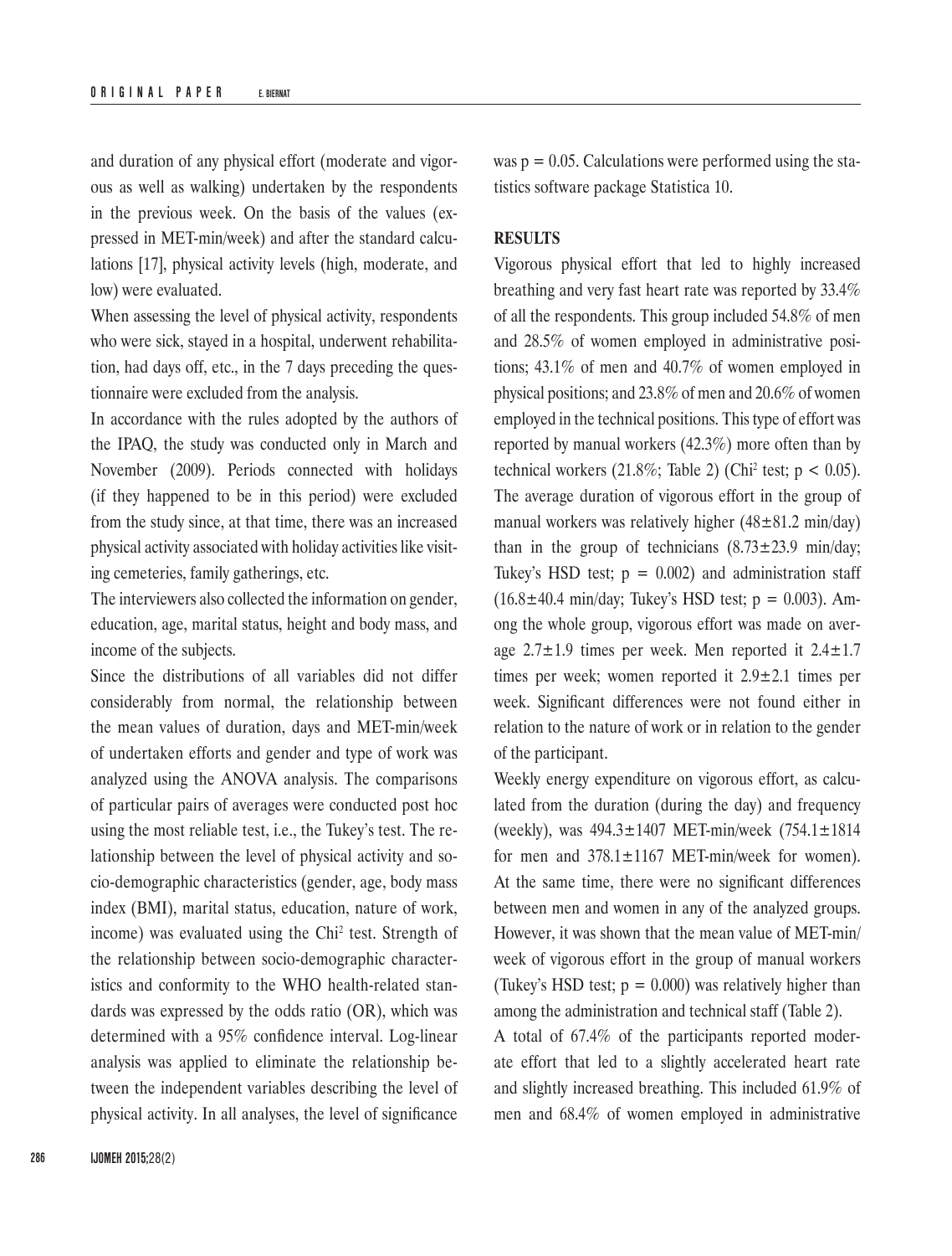and duration of any physical effort (moderate and vigorous as well as walking) undertaken by the respondents in the previous week. On the basis of the values (expressed in MET-min/week) and after the standard calculations [17], physical activity levels (high, moderate, and low) were evaluated.

When assessing the level of physical activity, respondents who were sick, stayed in a hospital, underwent rehabilitation, had days off, etc., in the 7 days preceding the questionnaire were excluded from the analysis.

In accordance with the rules adopted by the authors of the IPAQ, the study was conducted only in March and November (2009). Periods connected with holidays (if they happened to be in this period) were excluded from the study since, at that time, there was an increased physical activity associated with holiday activities like visiting cemeteries, family gatherings, etc.

The interviewers also collected the information on gender, education, age, marital status, height and body mass, and income of the subjects.

Since the distributions of all variables did not differ considerably from normal, the relationship between the mean values of duration, days and MET-min/week of undertaken efforts and gender and type of work was analyzed using the ANOVA analysis. The comparisons of particular pairs of averages were conducted post hoc using the most reliable test, i.e., the Tukey's test. The relationship between the level of physical activity and socio-demographic characteristics (gender, age, body mass index (BMI), marital status, education, nature of work, income) was evaluated using the $Chi^2$ test. Strength of the relationship between socio-demographic characteristics and conformity to the WHO health-related standards was expressed by the odds ratio (OR), which was determined with a 95% confidence interval. Log-linear analysis was applied to eliminate the relationship between the independent variables describing the level of physical activity. In all analyses, the level of significance was $p = 0.05$. Calculations were performed using the statistics software package Statistica 10.

## RESULTS

Vigorous physical effort that led to highly increased breathing and very fast heart rate was reported by 33.4% of all the respondents. This group included 54.8% of men and 28.5% of women employed in administrative positions; 43.1% of men and 40.7% of women employed in physical positions; and 23.8% of men and 20.6% of women employed in the technical positions. This type of effort was reported by manual workers (42.3%) more often than by technical workers (21.8%; Table 2) ($Chi^2$ test; $p < 0.05$). The average duration of vigorous effort in the group of manual workers was relatively higher ($48\pm81.2$ min/day) than in the group of technicians ($8.73\pm23.9$ min/day; Tukey's HSD test; $p = 0.002$) and administration staff ($16.8\pm40.4$ min/day; Tukey's HSD test; $p = 0.003$). Among the whole group, vigorous effort was made on average $2.7\pm1.9$ times per week. Men reported it $2.4\pm1.7$ times per week; women reported it $2.9\pm2.1$ times per week. Significant differences were not found either in relation to the nature of work or in relation to the gender of the participant.

Weekly energy expenditure on vigorous effort, as calculated from the duration (during the day) and frequency (weekly), was $494.3\pm1407$ MET-min/week ($754.1\pm1814$ for men and $378.1\pm1167$ MET-min/week for women). At the same time, there were no significant differences between men and women in any of the analyzed groups. However, it was shown that the mean value of MET-min/week of vigorous effort in the group of manual workers (Tukey's HSD test; $p = 0.000$) was relatively higher than among the administration and technical staff (Table 2).

A total of 67.4% of the participants reported moderate effort that led to a slightly accelerated heart rate and slightly increased breathing. This included 61.9% of men and 68.4% of women employed in administrative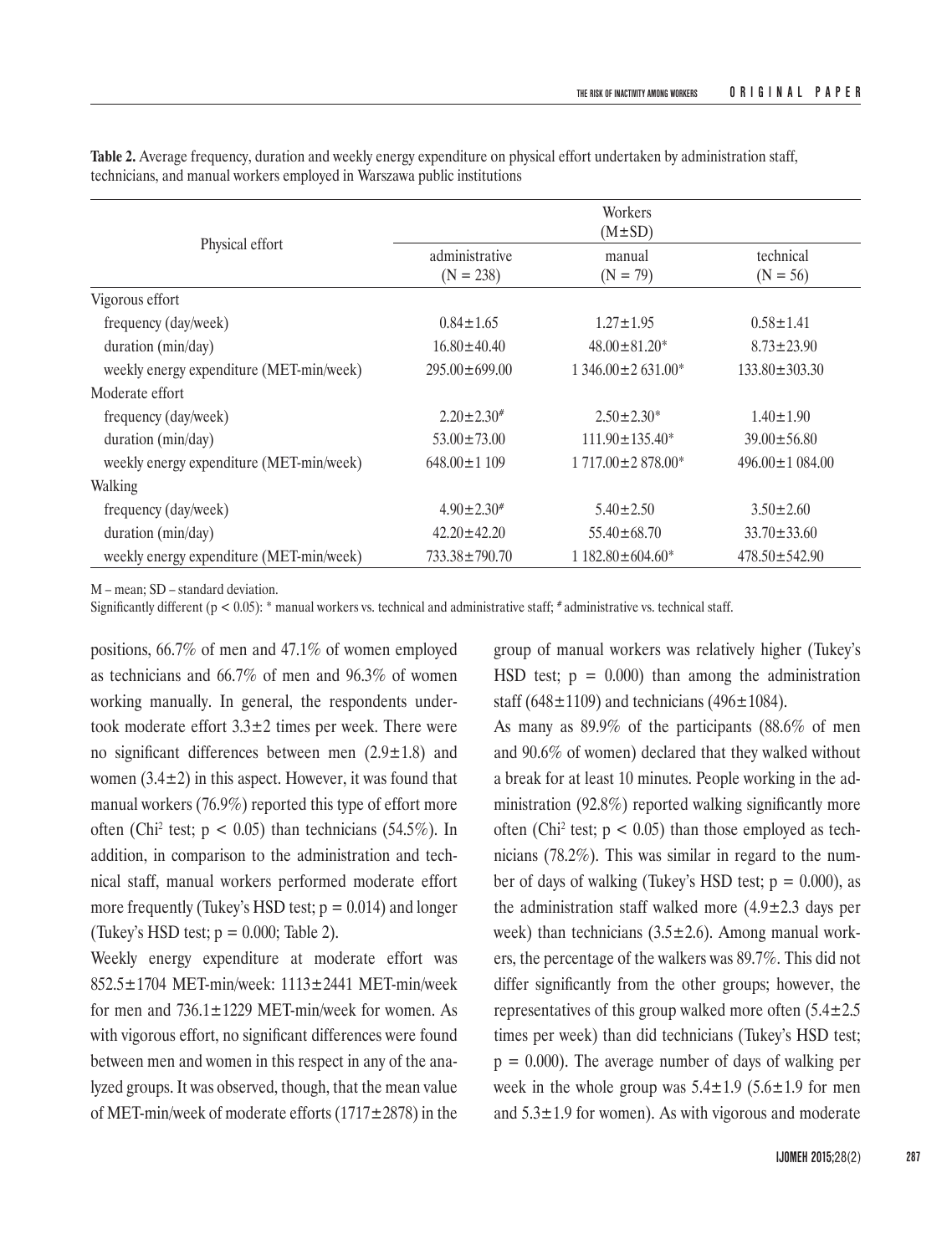**Table 2.** Average frequency, duration and weekly energy expenditure on physical effort undertaken by administration staff, technicians, and manual workers employed in Warszawa public institutions

| Physical effort | Workers (M±SD) | | |
|---|---|---|---|
| | administrative (N = 238) | manual (N = 79) | technical (N = 56) |
| Vigorous effort | | | |
| frequency (day/week) | 0.84±1.65 | 1.27±1.95 | 0.58±1.41 |
| duration (min/day) | 16.80±40.40 | 48.00±81.20* | 8.73±23.90 |
| weekly energy expenditure (MET-min/week) | 295.00±699.00 | 1 346.00±2 631.00* | 133.80±303.30 |
| Moderate effort | | | |
| frequency (day/week) | 2.20±2.30# | 2.50±2.30* | 1.40±1.90 |
| duration (min/day) | 53.00±73.00 | 111.90±135.40* | 39.00±56.80 |
| weekly energy expenditure (MET-min/week) | 648.00±1 109 | 1 717.00±2 878.00* | 496.00±1 084.00 |
| Walking | | | |
| frequency (day/week) | 4.90±2.30# | 5.40±2.50 | 3.50±2.60 |
| duration (min/day) | 42.20±42.20 | 55.40±68.70 | 33.70±33.60 |
| weekly energy expenditure (MET-min/week) | 733.38±790.70 | 1 182.80±604.60* | 478.50±542.90 |

M – mean; SD – standard deviation.

Significantly different ($p < 0.05$): * manual workers vs. technical and administrative staff; # administrative vs. technical staff.

positions, 66.7% of men and 47.1% of women employed as technicians and 66.7% of men and 96.3% of women working manually. In general, the respondents undertook moderate effort 3.3±2 times per week. There were no significant differences between men (2.9±1.8) and women (3.4±2) in this aspect. However, it was found that manual workers (76.9%) reported this type of effort more often (Chi$^2$ test; $p < 0.05$) than technicians (54.5%). In addition, in comparison to the administration and technical staff, manual workers performed moderate effort more frequently (Tukey's HSD test; $p = 0.014$) and longer (Tukey's HSD test; $p = 0.000$; Table 2).

Weekly energy expenditure at moderate effort was 852.5±1704 MET-min/week: 1113±2441 MET-min/week for men and 736.1±1229 MET-min/week for women. As with vigorous effort, no significant differences were found between men and women in this respect in any of the analyzed groups. It was observed, though, that the mean value of MET-min/week of moderate efforts (1717±2878) in the group of manual workers was relatively higher (Tukey's HSD test; $p = 0.000$) than among the administration staff (648±1109) and technicians (496±1084).

As many as 89.9% of the participants (88.6% of men and 90.6% of women) declared that they walked without a break for at least 10 minutes. People working in the administration (92.8%) reported walking significantly more often (Chi$^2$ test; $p < 0.05$) than those employed as technicians (78.2%). This was similar in regard to the number of days of walking (Tukey's HSD test; $p = 0.000$), as the administration staff walked more (4.9±2.3 days per week) than technicians (3.5±2.6). Among manual workers, the percentage of the walkers was 89.7%. This did not differ significantly from the other groups; however, the representatives of this group walked more often (5.4±2.5 times per week) than did technicians (Tukey's HSD test; $p = 0.000$). The average number of days of walking per week in the whole group was 5.4±1.9 (5.6±1.9 for men and 5.3±1.9 for women). As with vigorous and moderate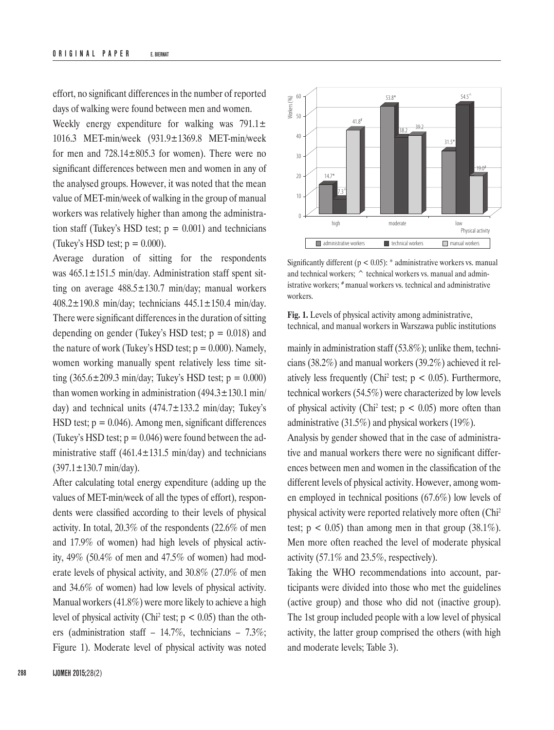effort, no significant differences in the number of reported days of walking were found between men and women.

Weekly energy expenditure for walking was 791.1± 1016.3 MET-min/week (931.9±1369.8 MET-min/week for men and 728.14±805.3 for women). There were no significant differences between men and women in any of the analysed groups. However, it was noted that the mean value of MET-min/week of walking in the group of manual workers was relatively higher than among the administration staff (Tukey's HSD test; $p = 0.001$) and technicians (Tukey's HSD test; $p = 0.000$).

Average duration of sitting for the respondents was 465.1±151.5 min/day. Administration staff spent sitting on average 488.5±130.7 min/day; manual workers 408.2±190.8 min/day; technicians 445.1±150.4 min/day. There were significant differences in the duration of sitting depending on gender (Tukey's HSD test; $p = 0.018$) and the nature of work (Tukey's HSD test; $p = 0.000$). Namely, women working manually spent relatively less time sitting (365.6±209.3 min/day; Tukey's HSD test; $p = 0.000$) than women working in administration (494.3±130.1 min/day) and technical units (474.7±133.2 min/day; Tukey's HSD test; $p = 0.046$). Among men, significant differences (Tukey's HSD test; $p = 0.046$) were found between the administrative staff (461.4±131.5 min/day) and technicians (397.1±130.7 min/day).

After calculating total energy expenditure (adding up the values of MET-min/week of all the types of effort), respondents were classified according to their levels of physical activity. In total, 20.3% of the respondents (22.6% of men and 17.9% of women) had high levels of physical activity, 49% (50.4% of men and 47.5% of women) had moderate levels of physical activity, and 30.8% (27.0% of men and 34.6% of women) had low levels of physical activity. Manual workers (41.8%) were more likely to achieve a high level of physical activity ($Chi^2$ test; $p < 0.05$) than the others (administration staff – 14.7%, technicians – 7.3%; Figure 1). Moderate level of physical activity was noted mainly in administration staff (53.8%); unlike them, technicians (38.2%) and manual workers (39.2%) achieved it relatively less frequently ($Chi^2$ test; $p < 0.05$). Furthermore, technical workers (54.5%) were characterized by low levels of physical activity ($Chi^2$ test; $p < 0.05$) more often than administrative (31.5%) and physical workers (19%).

Significantly different ($p < 0.05$): * administrative workers vs. manual and technical workers; ^ technical workers vs. manual and administrative workers; # manual workers vs. technical and administrative workers.

**Fig. 1.** Levels of physical activity among administrative, technical, and manual workers in Warszawa public institutions

Analysis by gender showed that in the case of administrative and manual workers there were no significant differences between men and women in the classification of the different levels of physical activity. However, among women employed in technical positions (67.6%) low levels of physical activity were reported relatively more often ($Chi^2$ test; $p < 0.05$) than among men in that group (38.1%). Men more often reached the level of moderate physical activity (57.1% and 23.5%, respectively).

Taking the WHO recommendations into account, participants were divided into those who met the guidelines (active group) and those who did not (inactive group). The 1st group included people with a low level of physical activity, the latter group comprised the others (with high and moderate levels; Table 3).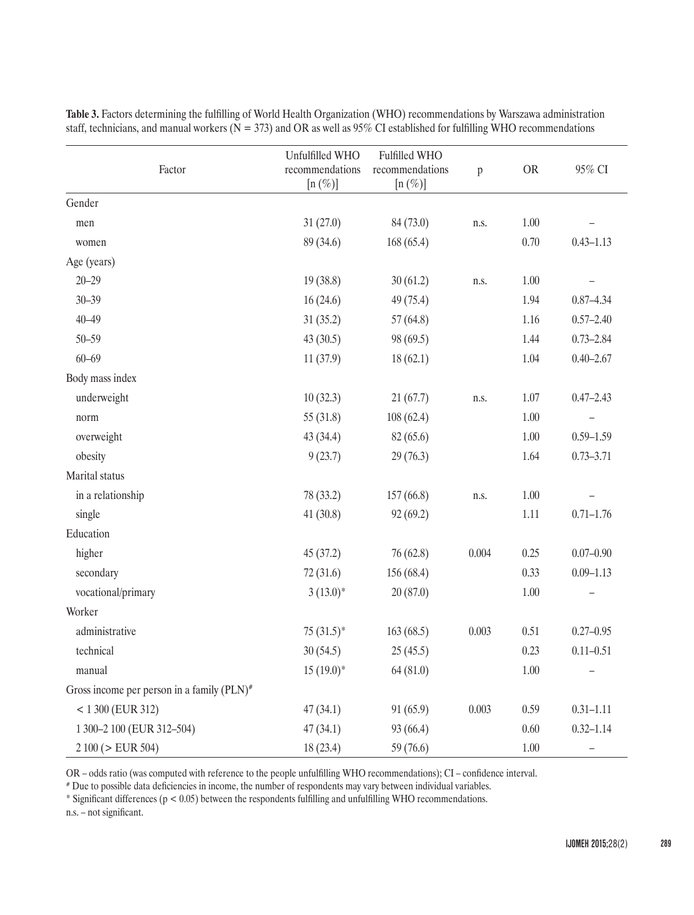**Table 3.** Factors determining the fulfilling of World Health Organization (WHO) recommendations by Warszawa administration staff, technicians, and manual workers (N = 373) and OR as well as 95% CI established for fulfilling WHO recommendations

| Factor | Unfulfilled WHO recommendations [n (%)] | Fulfilled WHO recommendations [n (%)] | p | OR | 95% CI |
|---|---|---|---|---|---|
| Gender | | | | | |
| men | 31 (27.0) | 84 (73.0) | n.s. | 1.00 | – |
| women | 89 (34.6) | 168 (65.4) | | 0.70 | 0.43–1.13 |
| Age (years) | | | | | |
| 20–29 | 19 (38.8) | 30 (61.2) | n.s. | 1.00 | – |
| 30–39 | 16 (24.6) | 49 (75.4) | | 1.94 | 0.87–4.34 |
| 40–49 | 31 (35.2) | 57 (64.8) | | 1.16 | 0.57–2.40 |
| 50–59 | 43 (30.5) | 98 (69.5) | | 1.44 | 0.73–2.84 |
| 60–69 | 11 (37.9) | 18 (62.1) | | 1.04 | 0.40–2.67 |
| Body mass index | | | | | |
| underweight | 10 (32.3) | 21 (67.7) | n.s. | 1.07 | 0.47–2.43 |
| norm | 55 (31.8) | 108 (62.4) | | 1.00 | – |
| overweight | 43 (34.4) | 82 (65.6) | | 1.00 | 0.59–1.59 |
| obesity | 9 (23.7) | 29 (76.3) | | 1.64 | 0.73–3.71 |
| Marital status | | | | | |
| in a relationship | 78 (33.2) | 157 (66.8) | n.s. | 1.00 | – |
| single | 41 (30.8) | 92 (69.2) | | 1.11 | 0.71–1.76 |
| Education | | | | | |
| higher | 45 (37.2) | 76 (62.8) | 0.004 | 0.25 | 0.07–0.90 |
| secondary | 72 (31.6) | 156 (68.4) | | 0.33 | 0.09–1.13 |
| vocational/primary | 3 (13.0)* | 20 (87.0) | | 1.00 | – |
| Worker | | | | | |
| administrative | 75 (31.5)* | 163 (68.5) | 0.003 | 0.51 | 0.27–0.95 |
| technical | 30 (54.5) | 25 (45.5) | | 0.23 | 0.11–0.51 |
| manual | 15 (19.0)* | 64 (81.0) | | 1.00 | – |
| Gross income per person in a family (PLN)# | | | | | |
| < 1 300 (EUR 312) | 47 (34.1) | 91 (65.9) | 0.003 | 0.59 | 0.31–1.11 |
| 1 300–2 100 (EUR 312–504) | 47 (34.1) | 93 (66.4) | | 0.60 | 0.32–1.14 |
| 2 100 (> EUR 504) | 18 (23.4) | 59 (76.6) | | 1.00 | – |

OR – odds ratio (was computed with reference to the people unfulfilling WHO recommendations); CI – confidence interval.

# Due to possible data deficiencies in income, the number of respondents may vary between individual variables.

* Significant differences ($p < 0.05$) between the respondents fulfilling and unfulfilling WHO recommendations.

n.s. – not significant.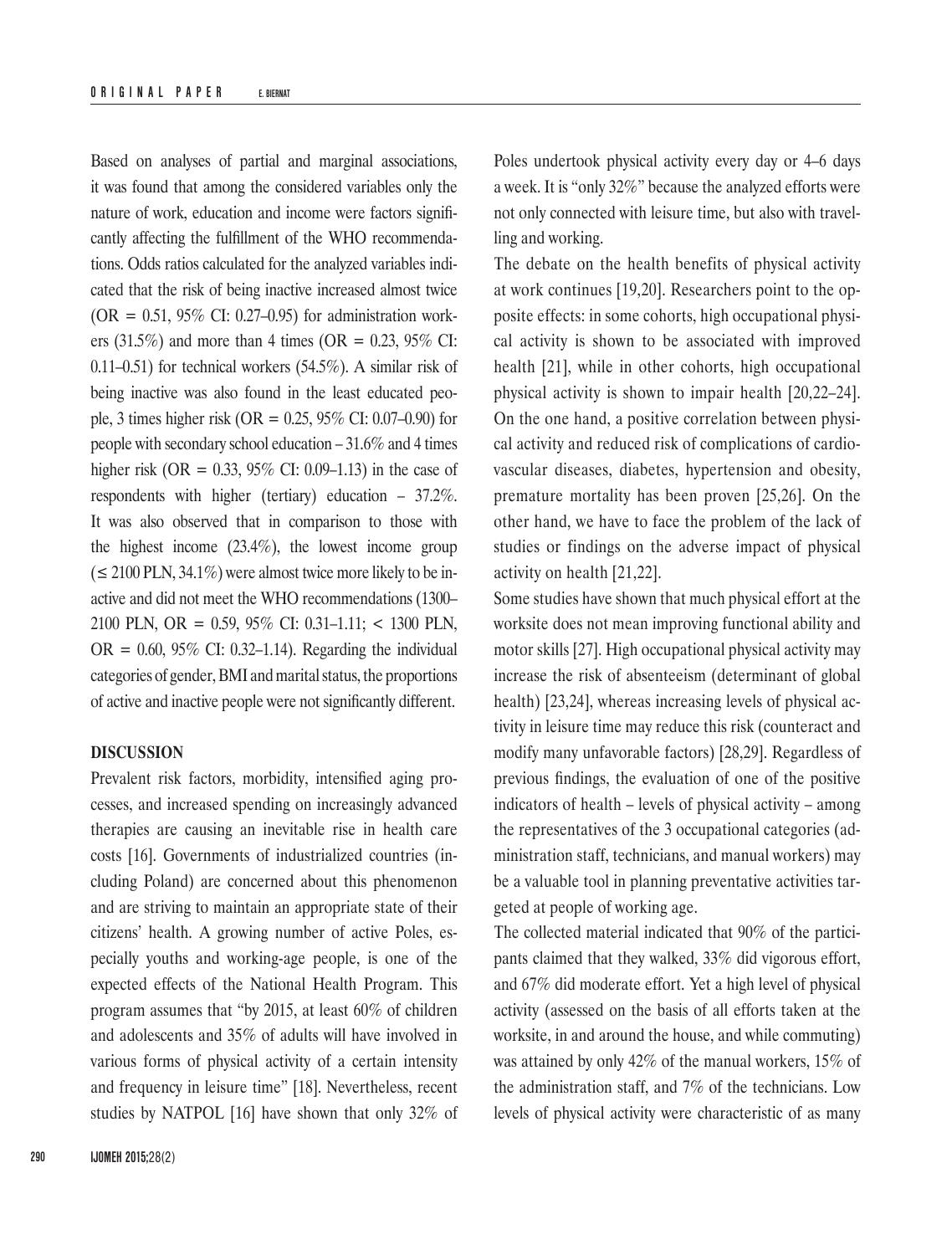Based on analyses of partial and marginal associations, it was found that among the considered variables only the nature of work, education and income were factors significantly affecting the fulfillment of the WHO recommendations. Odds ratios calculated for the analyzed variables indicated that the risk of being inactive increased almost twice (OR = 0.51, 95% CI: 0.27–0.95) for administration workers (31.5%) and more than 4 times (OR = 0.23, 95% CI: 0.11–0.51) for technical workers (54.5%). A similar risk of being inactive was also found in the least educated people, 3 times higher risk (OR = 0.25, 95% CI: 0.07–0.90) for people with secondary school education – 31.6% and 4 times higher risk (OR = 0.33, 95% CI: 0.09–1.13) in the case of respondents with higher (tertiary) education – 37.2%. It was also observed that in comparison to those with the highest income (23.4%), the lowest income group (≤ 2100 PLN, 34.1%) were almost twice more likely to be inactive and did not meet the WHO recommendations (1300–2100 PLN, OR = 0.59, 95% CI: 0.31–1.11; < 1300 PLN, OR = 0.60, 95% CI: 0.32–1.14). Regarding the individual categories of gender, BMI and marital status, the proportions of active and inactive people were not significantly different.

## DISCUSSION

Prevalent risk factors, morbidity, intensified aging processes, and increased spending on increasingly advanced therapies are causing an inevitable rise in health care costs [16]. Governments of industrialized countries (including Poland) are concerned about this phenomenon and are striving to maintain an appropriate state of their citizens' health. A growing number of active Poles, especially youths and working-age people, is one of the expected effects of the National Health Program. This program assumes that "by 2015, at least 60% of children and adolescents and 35% of adults will have involved in various forms of physical activity of a certain intensity and frequency in leisure time" [18]. Nevertheless, recent studies by NATPOL [16] have shown that only 32% of Poles undertook physical activity every day or 4–6 days a week. It is "only 32%" because the analyzed efforts were not only connected with leisure time, but also with travelling and working.

The debate on the health benefits of physical activity at work continues [19,20]. Researchers point to the opposite effects: in some cohorts, high occupational physical activity is shown to be associated with improved health [21], while in other cohorts, high occupational physical activity is shown to impair health [20,22–24]. On the one hand, a positive correlation between physical activity and reduced risk of complications of cardiovascular diseases, diabetes, hypertension and obesity, premature mortality has been proven [25,26]. On the other hand, we have to face the problem of the lack of studies or findings on the adverse impact of physical activity on health [21,22].

Some studies have shown that much physical effort at the worksite does not mean improving functional ability and motor skills [27]. High occupational physical activity may increase the risk of absenteeism (determinant of global health) [23,24], whereas increasing levels of physical activity in leisure time may reduce this risk (counteract and modify many unfavorable factors) [28,29]. Regardless of previous findings, the evaluation of one of the positive indicators of health – levels of physical activity – among the representatives of the 3 occupational categories (administration staff, technicians, and manual workers) may be a valuable tool in planning preventative activities targeted at people of working age.

The collected material indicated that 90% of the participants claimed that they walked, 33% did vigorous effort, and 67% did moderate effort. Yet a high level of physical activity (assessed on the basis of all efforts taken at the worksite, in and around the house, and while commuting) was attained by only 42% of the manual workers, 15% of the administration staff, and 7% of the technicians. Low levels of physical activity were characteristic of as many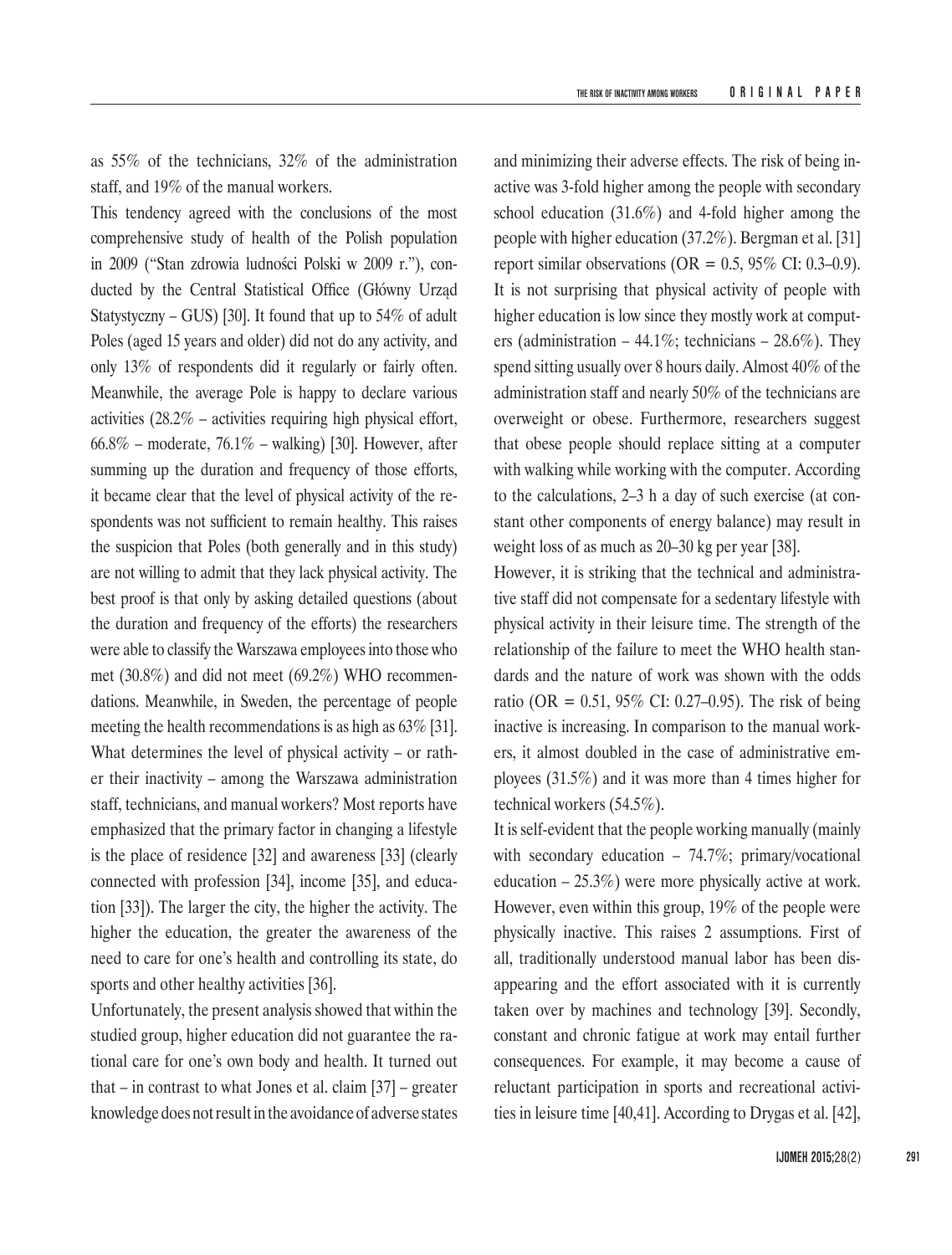as 55% of the technicians, 32% of the administration staff, and 19% of the manual workers.

This tendency agreed with the conclusions of the most comprehensive study of health of the Polish population in 2009 ("Stan zdrowia ludności Polski w 2009 r."), conducted by the Central Statistical Office (Główny Urząd Statystyczny – GUS) [30]. It found that up to 54% of adult Poles (aged 15 years and older) did not do any activity, and only 13% of respondents did it regularly or fairly often. Meanwhile, the average Pole is happy to declare various activities (28.2% – activities requiring high physical effort, 66.8% – moderate, 76.1% – walking) [30]. However, after summing up the duration and frequency of those efforts, it became clear that the level of physical activity of the respondents was not sufficient to remain healthy. This raises the suspicion that Poles (both generally and in this study) are not willing to admit that they lack physical activity. The best proof is that only by asking detailed questions (about the duration and frequency of the efforts) the researchers were able to classify the Warszawa employees into those who met (30.8%) and did not meet (69.2%) WHO recommendations. Meanwhile, in Sweden, the percentage of people meeting the health recommendations is as high as 63% [31]. What determines the level of physical activity – or rather their inactivity – among the Warszawa administration staff, technicians, and manual workers? Most reports have emphasized that the primary factor in changing a lifestyle is the place of residence [32] and awareness [33] (clearly connected with profession [34], income [35], and education [33]). The larger the city, the higher the activity. The higher the education, the greater the awareness of the need to care for one's health and controlling its state, do sports and other healthy activities [36].

Unfortunately, the present analysis showed that within the studied group, higher education did not guarantee the rational care for one's own body and health. It turned out that – in contrast to what Jones et al. claim [37] – greater knowledge does not result in the avoidance of adverse states and minimizing their adverse effects. The risk of being inactive was 3-fold higher among the people with secondary school education (31.6%) and 4-fold higher among the people with higher education (37.2%). Bergman et al. [31] report similar observations (OR = 0.5, 95% CI: 0.3–0.9). It is not surprising that physical activity of people with higher education is low since they mostly work at computers (administration – 44.1%; technicians – 28.6%). They spend sitting usually over 8 hours daily. Almost 40% of the administration staff and nearly 50% of the technicians are overweight or obese. Furthermore, researchers suggest that obese people should replace sitting at a computer with walking while working with the computer. According to the calculations, 2–3 h a day of such exercise (at constant other components of energy balance) may result in weight loss of as much as 20–30 kg per year [38].

However, it is striking that the technical and administrative staff did not compensate for a sedentary lifestyle with physical activity in their leisure time. The strength of the relationship of the failure to meet the WHO health standards and the nature of work was shown with the odds ratio (OR = 0.51, 95% CI: 0.27–0.95). The risk of being inactive is increasing. In comparison to the manual workers, it almost doubled in the case of administrative employees (31.5%) and it was more than 4 times higher for technical workers (54.5%).

It is self-evident that the people working manually (mainly with secondary education – 74.7%; primary/vocational education – 25.3%) were more physically active at work. However, even within this group, 19% of the people were physically inactive. This raises 2 assumptions. First of all, traditionally understood manual labor has been disappearing and the effort associated with it is currently taken over by machines and technology [39]. Secondly, constant and chronic fatigue at work may entail further consequences. For example, it may become a cause of reluctant participation in sports and recreational activities in leisure time [40,41]. According to Drygas et al. [42],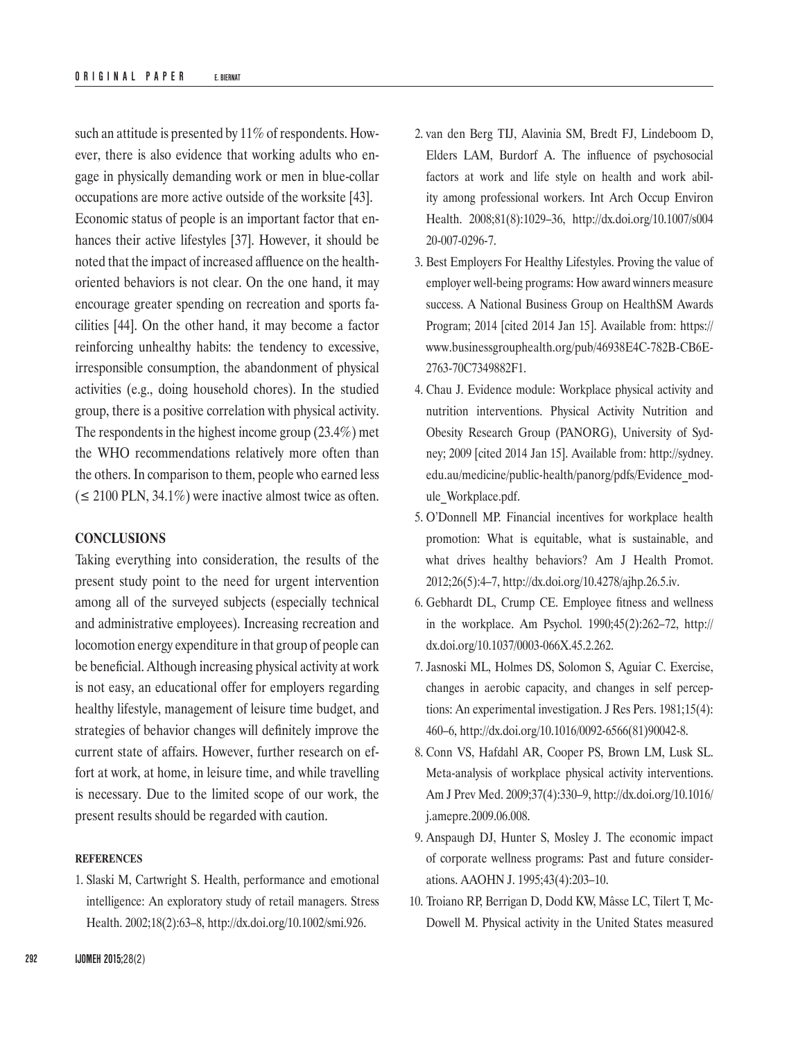such an attitude is presented by 11% of respondents. However, there is also evidence that working adults who engage in physically demanding work or men in blue-collar occupations are more active outside of the worksite [43].

Economic status of people is an important factor that enhances their active lifestyles [37]. However, it should be noted that the impact of increased affluence on the health-oriented behaviors is not clear. On the one hand, it may encourage greater spending on recreation and sports facilities [44]. On the other hand, it may become a factor reinforcing unhealthy habits: the tendency to excessive, irresponsible consumption, the abandonment of physical activities (e.g., doing household chores). In the studied group, there is a positive correlation with physical activity. The respondents in the highest income group (23.4%) met the WHO recommendations relatively more often than the others. In comparison to them, people who earned less (≤ 2100 PLN, 34.1%) were inactive almost twice as often.

## CONCLUSIONS

Taking everything into consideration, the results of the present study point to the need for urgent intervention among all of the surveyed subjects (especially technical and administrative employees). Increasing recreation and locomotion energy expenditure in that group of people can be beneficial. Although increasing physical activity at work is not easy, an educational offer for employers regarding healthy lifestyle, management of leisure time budget, and strategies of behavior changes will definitely improve the current state of affairs. However, further research on effort at work, at home, in leisure time, and while travelling is necessary. Due to the limited scope of our work, the present results should be regarded with caution.

### REFERENCES

1. Slaski M, Cartwright S. Health, performance and emotional intelligence: An exploratory study of retail managers. Stress Health. 2002;18(2):63–8, http://dx.doi.org/10.1002/smi.926.
2. van den Berg TIJ, Alavinia SM, Bredt FJ, Lindeboom D, Elders LAM, Burdorf A. The influence of psychosocial factors at work and life style on health and work ability among professional workers. Int Arch Occup Environ Health. 2008;81(8):1029–36, http://dx.doi.org/10.1007/s00420-007-0296-7.
3. Best Employers For Healthy Lifestyles. Proving the value of employer well-being programs: How award winners measure success. A National Business Group on HealthSM Awards Program; 2014 [cited 2014 Jan 15]. Available from: https://www.businessgrouphealth.org/pub/46938E4C-782B-CB6E-2763-70C7349882F1.
4. Chau J. Evidence module: Workplace physical activity and nutrition interventions. Physical Activity Nutrition and Obesity Research Group (PANORG), University of Sydney; 2009 [cited 2014 Jan 15]. Available from: http://sydney.edu.au/medicine/public-health/panorg/pdfs/Evidence_module_Workplace.pdf.
5. O'Donnell MP. Financial incentives for workplace health promotion: What is equitable, what is sustainable, and what drives healthy behaviors? Am J Health Promot. 2012;26(5):4–7, http://dx.doi.org/10.4278/ajhp.26.5.iv.
6. Gebhardt DL, Crump CE. Employee fitness and wellness in the workplace. Am Psychol. 1990;45(2):262–72, http://dx.doi.org/10.1037/0003-066X.45.2.262.
7. Jasnoski ML, Holmes DS, Solomon S, Aguiar C. Exercise, changes in aerobic capacity, and changes in self perceptions: An experimental investigation. J Res Pers. 1981;15(4):460–6, http://dx.doi.org/10.1016/0092-6566(81)90042-8.
8. Conn VS, Hafdahl AR, Cooper PS, Brown LM, Lusk SL. Meta-analysis of workplace physical activity interventions. Am J Prev Med. 2009;37(4):330–9, http://dx.doi.org/10.1016/j.amepre.2009.06.008.
9. Anspaugh DJ, Hunter S, Mosley J. The economic impact of corporate wellness programs: Past and future considerations. AAOHN J. 1995;43(4):203–10.
10. Troiano RP, Berrigan D, Dodd KW, Mâsse LC, Tilert T, McDowell M. Physical activity in the United States measured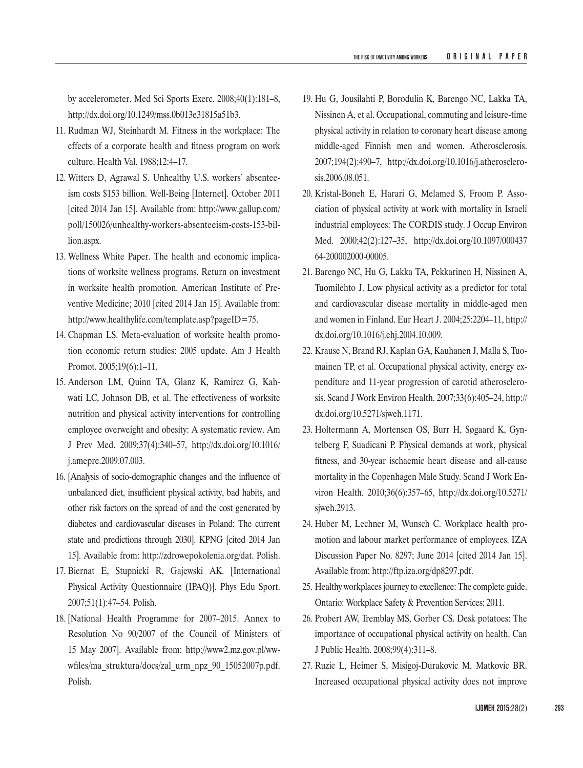by accelerometer. Med Sci Sports Exerc. 2008;40(1):181–8, http://dx.doi.org/10.1249/mss.0b013e31815a51b3.

11. Rudman WJ, Steinhardt M. Fitness in the workplace: The effects of a corporate health and fitness program on work culture. Health Val. 1988;12:4–17.
12. Witters D, Agrawal S. Unhealthy U.S. workers' absenteeism costs $153 billion. Well-Being [Internet]. October 2011 [cited 2014 Jan 15]. Available from: http://www.gallup.com/poll/150026/unhealthy-workers-absenteeism-costs-153-billion.aspx.
13. Wellness White Paper. The health and economic implications of worksite wellness programs. Return on investment in worksite health promotion. American Institute of Preventive Medicine; 2010 [cited 2014 Jan 15]. Available from: http://www.healthylife.com/template.asp?pageID=75.
14. Chapman LS. Meta-evaluation of worksite health promotion economic return studies: 2005 update. Am J Health Promot. 2005;19(6):1–11.
15. Anderson LM, Quinn TA, Glanz K, Ramirez G, Kahwati LC, Johnson DB, et al. The effectiveness of worksite nutrition and physical activity interventions for controlling employee overweight and obesity: A systematic review. Am J Prev Med. 2009;37(4):340–57, http://dx.doi.org/10.1016/j.amepre.2009.07.003.
16. [Analysis of socio-demographic changes and the influence of unbalanced diet, insufficient physical activity, bad habits, and other risk factors on the spread of and the cost generated by diabetes and cardiovascular diseases in Poland: The current state and predictions through 2030]. KPNG [cited 2014 Jan 15]. Available from: http://zdrowepokolenia.org/dat. Polish.
17. Biernat E, Stupnicki R, Gajewski AK. [International Physical Activity Questionnaire (IPAQ)]. Phys Edu Sport. 2007;51(1):47–54. Polish.
18. [National Health Programme for 2007–2015. Annex to Resolution No 90/2007 of the Council of Ministers of 15 May 2007]. Available from: http://www2.mz.gov.pl/wwwfiles/ma_struktura/docs/zal_urm_npz_90_15052007p.pdf. Polish.
19. Hu G, Jousilahti P, Borodulin K, Barengo NC, Lakka TA, Nissinen A, et al. Occupational, commuting and leisure-time physical activity in relation to coronary heart disease among middle-aged Finnish men and women. Atherosclerosis. 2007;194(2):490–7, http://dx.doi.org/10.1016/j.atherosclerosis.2006.08.051.
20. Kristal-Boneh E, Harari G, Melamed S, Froom P. Association of physical activity at work with mortality in Israeli industrial employees: The CORDIS study. J Occup Environ Med. 2000;42(2):127–35, http://dx.doi.org/10.1097/00043764-200002000-00005.
21. Barengo NC, Hu G, Lakka TA, Pekkarinen H, Nissinen A, Tuomilehto J. Low physical activity as a predictor for total and cardiovascular disease mortality in middle-aged men and women in Finland. Eur Heart J. 2004;25:2204–11, http://dx.doi.org/10.1016/j.ehj.2004.10.009.
22. Krause N, Brand RJ, Kaplan GA, Kauhanen J, Malla S, Tuomainen TP, et al. Occupational physical activity, energy expenditure and 11-year progression of carotid atherosclerosis. Scand J Work Environ Health. 2007;33(6):405–24, http://dx.doi.org/10.5271/sjweh.1171.
23. Holtermann A, Mortensen OS, Burr H, Søgaard K, Gyntelberg F, Suadicani P. Physical demands at work, physical fitness, and 30-year ischaemic heart disease and all-cause mortality in the Copenhagen Male Study. Scand J Work Environ Health. 2010;36(6):357–65, http://dx.doi.org/10.5271/sjweh.2913.
24. Huber M, Lechner M, Wunsch C. Workplace health promotion and labour market performance of employees. IZA Discussion Paper No. 8297; June 2014 [cited 2014 Jan 15]. Available from: http://ftp.iza.org/dp8297.pdf.
25. Healthy workplaces journey to excellence: The complete guide. Ontario: Workplace Safety & Prevention Services; 2011.
26. Probert AW, Tremblay MS, Gorber CS. Desk potatoes: The importance of occupational physical activity on health. Can J Public Health. 2008;99(4):311–8.
27. Ruzic L, Heimer S, Misigoj-Durakovic M, Matkovic BR. Increased occupational physical activity does not improve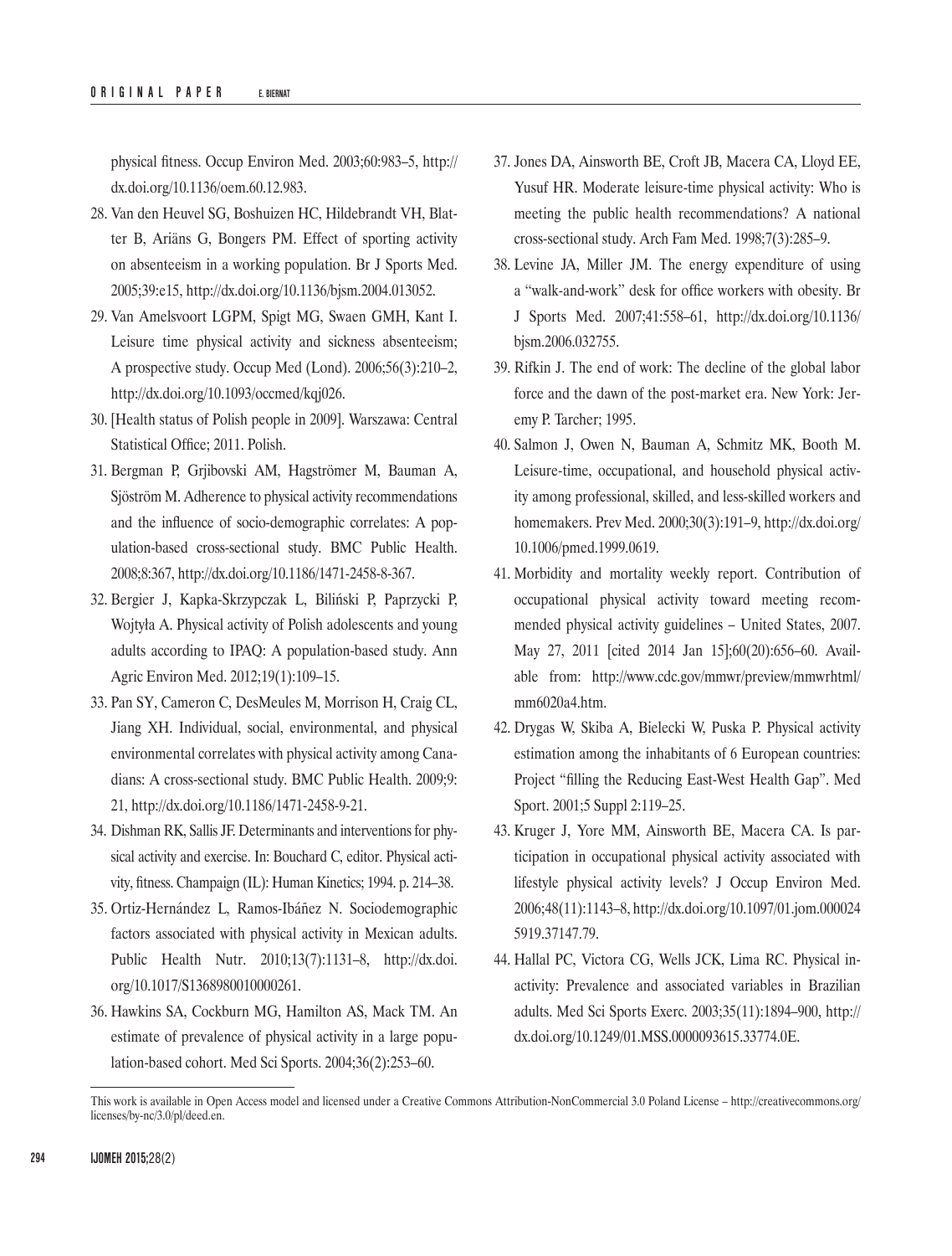physical fitness. Occup Environ Med. 2003;60:983–5, http://dx.doi.org/10.1136/oem.60.12.983.

28. Van den Heuvel SG, Boshuizen HC, Hildebrandt VH, Blatter B, Ariëns G, Bongers PM. Effect of sporting activity on absenteeism in a working population. Br J Sports Med. 2005;39:e15, http://dx.doi.org/10.1136/bjsm.2004.013052.
29. Van Amelsvoort LGPM, Spigt MG, Swaen GMH, Kant I. Leisure time physical activity and sickness absenteeism; A prospective study. Occup Med (Lond). 2006;56(3):210–2, http://dx.doi.org/10.1093/occmed/kqj026.
30. [Health status of Polish people in 2009]. Warszawa: Central Statistical Office; 2011. Polish.
31. Bergman P, Grjibovski AM, Hagströmer M, Bauman A, Sjöström M. Adherence to physical activity recommendations and the influence of socio-demographic correlates: A population-based cross-sectional study. BMC Public Health. 2008;8:367, http://dx.doi.org/10.1186/1471-2458-8-367.
32. Bergier J, Kapka-Skrzypczak L, Biliński P, Paprzycki P, Wojtyła A. Physical activity of Polish adolescents and young adults according to IPAQ: A population-based study. Ann Agric Environ Med. 2012;19(1):109–15.
33. Pan SY, Cameron C, DesMeules M, Morrison H, Craig CL, Jiang XH. Individual, social, environmental, and physical environmental correlates with physical activity among Canadians: A cross-sectional study. BMC Public Health. 2009;9:21, http://dx.doi.org/10.1186/1471-2458-9-21.
34. Dishman RK, Sallis JF. Determinants and interventions for physical activity and exercise. In: Bouchard C, editor. Physical activity, fitness. Champaign (IL): Human Kinetics; 1994. p. 214–38.
35. Ortiz-Hernández L, Ramos-Ibáñez N. Sociodemographic factors associated with physical activity in Mexican adults. Public Health Nutr. 2010;13(7):1131–8, http://dx.doi.org/10.1017/S1368980010000261.
36. Hawkins SA, Cockburn MG, Hamilton AS, Mack TM. An estimate of prevalence of physical activity in a large population-based cohort. Med Sci Sports. 2004;36(2):253–60.
37. Jones DA, Ainsworth BE, Croft JB, Macera CA, Lloyd EE, Yusuf HR. Moderate leisure-time physical activity: Who is meeting the public health recommendations? A national cross-sectional study. Arch Fam Med. 1998;7(3):285–9.
38. Levine JA, Miller JM. The energy expenditure of using a "walk-and-work" desk for office workers with obesity. Br J Sports Med. 2007;41:558–61, http://dx.doi.org/10.1136/bjsm.2006.032755.
39. Rifkin J. The end of work: The decline of the global labor force and the dawn of the post-market era. New York: Jeremy P. Tarcher; 1995.
40. Salmon J, Owen N, Bauman A, Schmitz MK, Booth M. Leisure-time, occupational, and household physical activity among professional, skilled, and less-skilled workers and homemakers. Prev Med. 2000;30(3):191–9, http://dx.doi.org/10.1006/pmed.1999.0619.
41. Morbidity and mortality weekly report. Contribution of occupational physical activity toward meeting recommended physical activity guidelines – United States, 2007. May 27, 2011 [cited 2014 Jan 15];60(20):656–60. Available from: http://www.cdc.gov/mmwr/preview/mmwrhtml/mm6020a4.htm.
42. Drygas W, Skiba A, Bielecki W, Puska P. Physical activity estimation among the inhabitants of 6 European countries: Project "filling the Reducing East-West Health Gap". Med Sport. 2001;5 Suppl 2:119–25.
43. Kruger J, Yore MM, Ainsworth BE, Macera CA. Is participation in occupational physical activity associated with lifestyle physical activity levels? J Occup Environ Med. 2006;48(11):1143–8, http://dx.doi.org/10.1097/01.jom.0000245919.37147.79.
44. Hallal PC, Victora CG, Wells JCK, Lima RC. Physical inactivity: Prevalence and associated variables in Brazilian adults. Med Sci Sports Exerc. 2003;35(11):1894–900, http://dx.doi.org/10.1249/01.MSS.0000093615.33774.0E.

This work is available in Open Access model and licensed under a Creative Commons Attribution-NonCommercial 3.0 Poland License – http://creativecommons.org/licenses/by-nc/3.0/pl/deed.en.